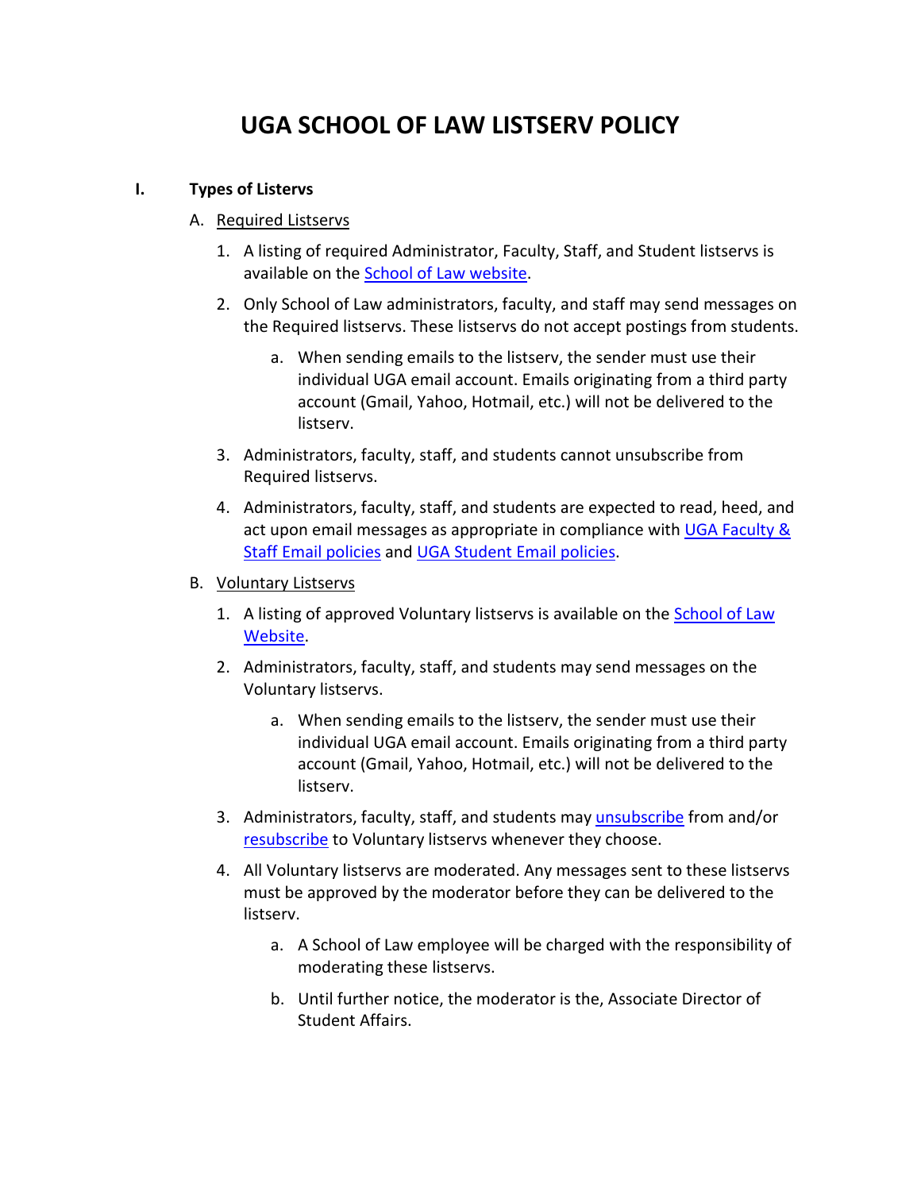# UGA SCHOOL OF LAW LISTSERV POLICY

## I. Types of Listervs

### A. Required Listservs

1. A listing of required Administrator, Faculty, Staff, and Student listservs is available on the School of Law website.
2. Only School of Law administrators, faculty, and staff may send messages on the Required listservs. These listservs do not accept postings from students.
    a. When sending emails to the listserv, the sender must use their individual UGA email account. Emails originating from a third party account (Gmail, Yahoo, Hotmail, etc.) will not be delivered to the listserv.
3. Administrators, faculty, staff, and students cannot unsubscribe from Required listservs.
4. Administrators, faculty, staff, and students are expected to read, heed, and act upon email messages as appropriate in compliance with UGA Faculty & Staff Email policies and UGA Student Email policies.

### B. Voluntary Listservs

1. A listing of approved Voluntary listservs is available on the School of Law Website.
2. Administrators, faculty, staff, and students may send messages on the Voluntary listservs.
    a. When sending emails to the listserv, the sender must use their individual UGA email account. Emails originating from a third party account (Gmail, Yahoo, Hotmail, etc.) will not be delivered to the listserv.
3. Administrators, faculty, staff, and students may unsubscribe from and/or resubscribe to Voluntary listservs whenever they choose.
4. All Voluntary listservs are moderated. Any messages sent to these listservs must be approved by the moderator before they can be delivered to the listserv.
    a. A School of Law employee will be charged with the responsibility of moderating these listservs.
    b. Until further notice, the moderator is the, Associate Director of Student Affairs.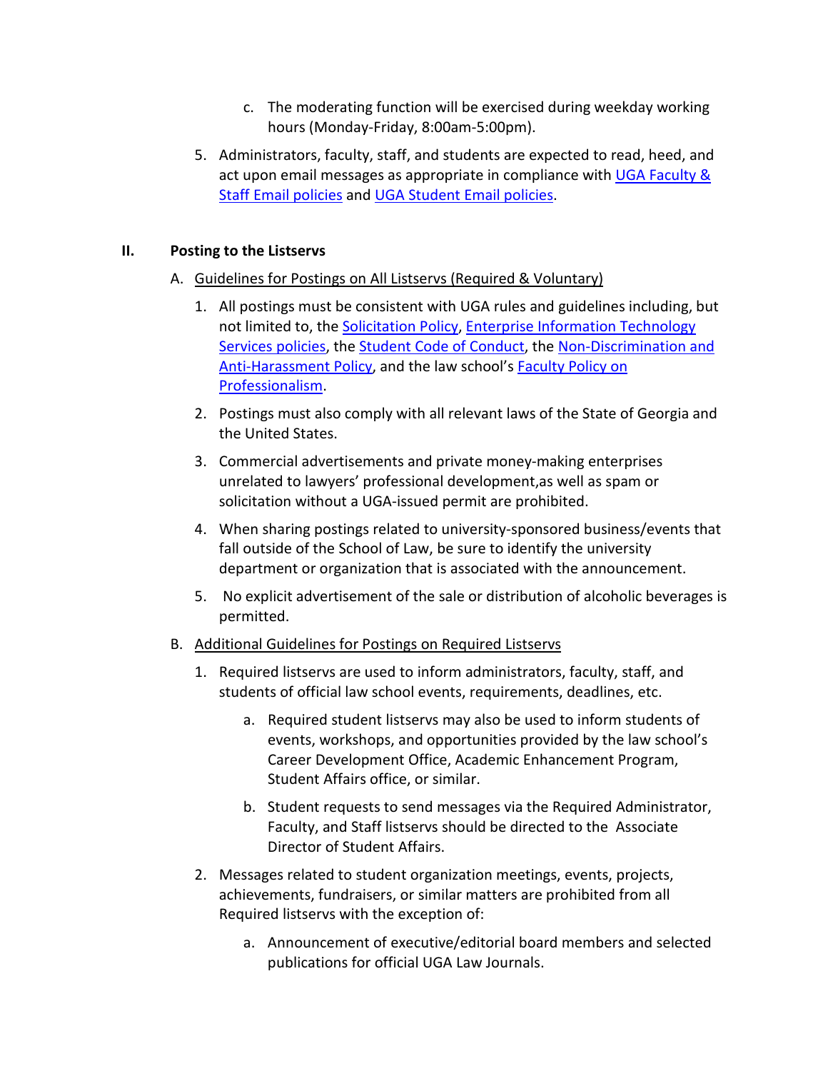c. The moderating function will be exercised during weekday working hours (Monday-Friday, 8:00am-5:00pm).

5. Administrators, faculty, staff, and students are expected to read, heed, and act upon email messages as appropriate in compliance with UGA Faculty & Staff Email policies and UGA Student Email policies.

## II. Posting to the Listservs

A. Guidelines for Postings on All Listservs (Required & Voluntary)

1. All postings must be consistent with UGA rules and guidelines including, but not limited to, the Solicitation Policy, Enterprise Information Technology Services policies, the Student Code of Conduct, the Non-Discrimination and Anti-Harassment Policy, and the law school's Faculty Policy on Professionalism.

2. Postings must also comply with all relevant laws of the State of Georgia and the United States.

3. Commercial advertisements and private money-making enterprises unrelated to lawyers' professional development,as well as spam or solicitation without a UGA-issued permit are prohibited.

4. When sharing postings related to university-sponsored business/events that fall outside of the School of Law, be sure to identify the university department or organization that is associated with the announcement.

5. No explicit advertisement of the sale or distribution of alcoholic beverages is permitted.

B. Additional Guidelines for Postings on Required Listservs

1. Required listservs are used to inform administrators, faculty, staff, and students of official law school events, requirements, deadlines, etc.

    a. Required student listservs may also be used to inform students of events, workshops, and opportunities provided by the law school's Career Development Office, Academic Enhancement Program, Student Affairs office, or similar.

    b. Student requests to send messages via the Required Administrator, Faculty, and Staff listservs should be directed to the Associate Director of Student Affairs.

2. Messages related to student organization meetings, events, projects, achievements, fundraisers, or similar matters are prohibited from all Required listservs with the exception of:

    a. Announcement of executive/editorial board members and selected publications for official UGA Law Journals.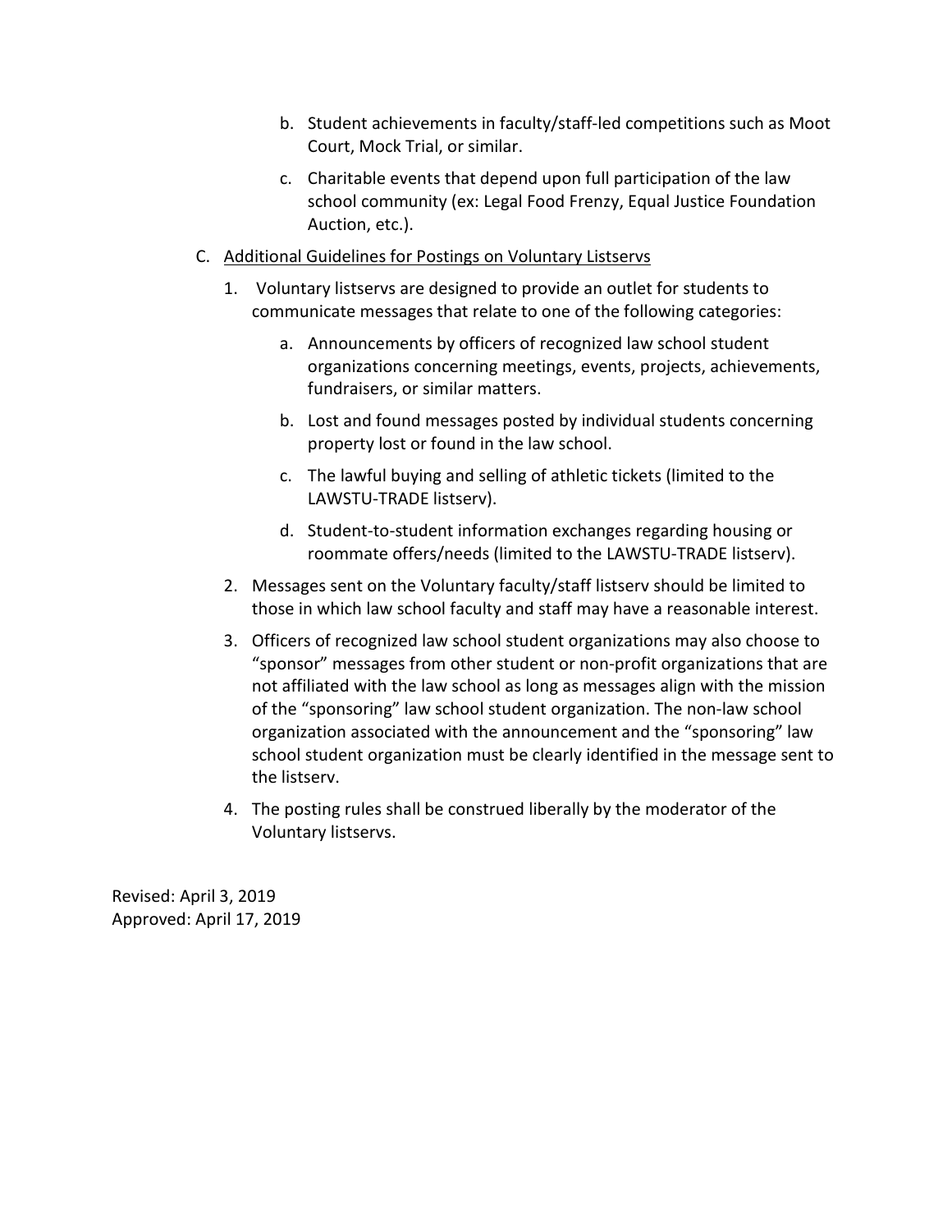b. Student achievements in faculty/staff-led competitions such as Moot Court, Mock Trial, or similar.

c. Charitable events that depend upon full participation of the law school community (ex: Legal Food Frenzy, Equal Justice Foundation Auction, etc.).

C. <u>Additional Guidelines for Postings on Voluntary Listservs</u>

1. Voluntary listservs are designed to provide an outlet for students to communicate messages that relate to one of the following categories:

   a. Announcements by officers of recognized law school student organizations concerning meetings, events, projects, achievements, fundraisers, or similar matters.

   b. Lost and found messages posted by individual students concerning property lost or found in the law school.

   c. The lawful buying and selling of athletic tickets (limited to the LAWSTU-TRADE listserv).

   d. Student-to-student information exchanges regarding housing or roommate offers/needs (limited to the LAWSTU-TRADE listserv).

2. Messages sent on the Voluntary faculty/staff listserv should be limited to those in which law school faculty and staff may have a reasonable interest.

3. Officers of recognized law school student organizations may also choose to "sponsor" messages from other student or non-profit organizations that are not affiliated with the law school as long as messages align with the mission of the "sponsoring" law school student organization. The non-law school organization associated with the announcement and the "sponsoring" law school student organization must be clearly identified in the message sent to the listserv.

4. The posting rules shall be construed liberally by the moderator of the Voluntary listservs.

Revised: April 3, 2019
Approved: April 17, 2019